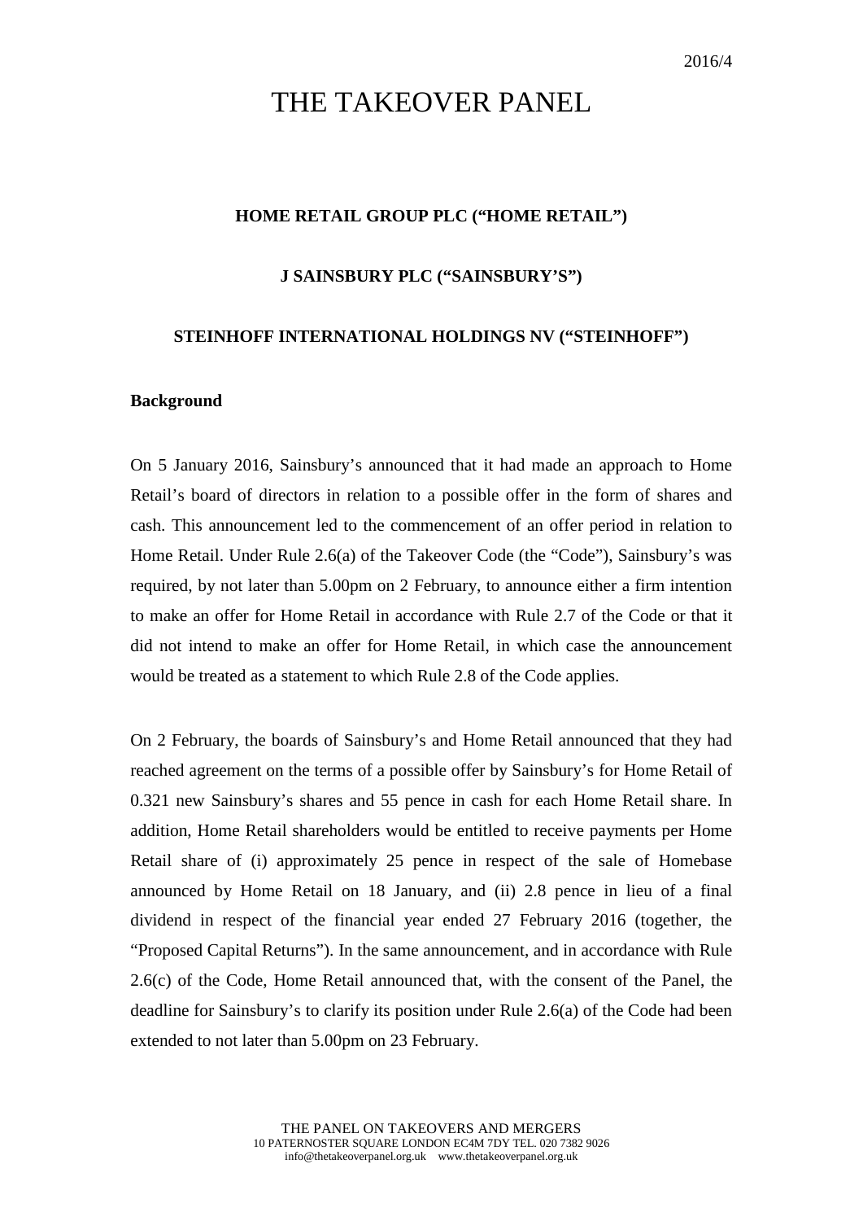2016/4

# THE TAKEOVER PANEL

**HOME RETAIL GROUP PLC ("HOME RETAIL")**

**J SAINSBURY PLC ("SAINSBURY'S")**

**STEINHOFF INTERNATIONAL HOLDINGS NV ("STEINHOFF")**

**Background**

On 5 January 2016, Sainsbury's announced that it had made an approach to Home Retail's board of directors in relation to a possible offer in the form of shares and cash. This announcement led to the commencement of an offer period in relation to Home Retail. Under Rule 2.6(a) of the Takeover Code (the "Code"), Sainsbury's was required, by not later than 5.00pm on 2 February, to announce either a firm intention to make an offer for Home Retail in accordance with Rule 2.7 of the Code or that it did not intend to make an offer for Home Retail, in which case the announcement would be treated as a statement to which Rule 2.8 of the Code applies.

On 2 February, the boards of Sainsbury's and Home Retail announced that they had reached agreement on the terms of a possible offer by Sainsbury's for Home Retail of 0.321 new Sainsbury's shares and 55 pence in cash for each Home Retail share. In addition, Home Retail shareholders would be entitled to receive payments per Home Retail share of (i) approximately 25 pence in respect of the sale of Homebase announced by Home Retail on 18 January, and (ii) 2.8 pence in lieu of a final dividend in respect of the financial year ended 27 February 2016 (together, the "Proposed Capital Returns"). In the same announcement, and in accordance with Rule 2.6(c) of the Code, Home Retail announced that, with the consent of the Panel, the deadline for Sainsbury's to clarify its position under Rule 2.6(a) of the Code had been extended to not later than 5.00pm on 23 February.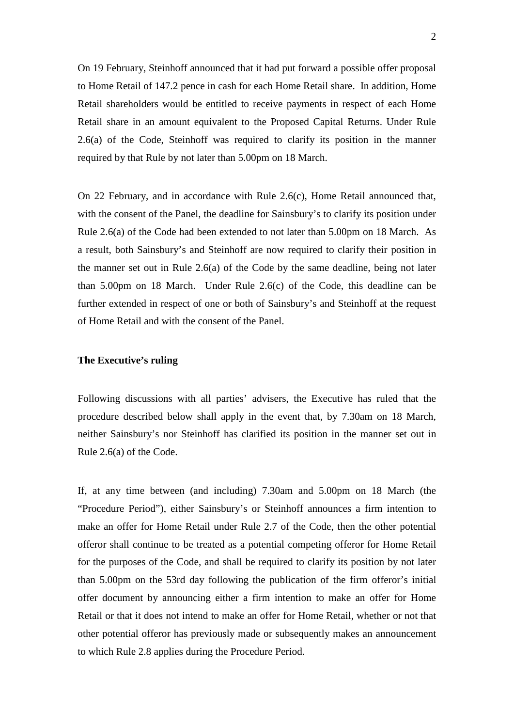On 19 February, Steinhoff announced that it had put forward a possible offer proposal to Home Retail of 147.2 pence in cash for each Home Retail share. In addition, Home Retail shareholders would be entitled to receive payments in respect of each Home Retail share in an amount equivalent to the Proposed Capital Returns. Under Rule 2.6(a) of the Code, Steinhoff was required to clarify its position in the manner required by that Rule by not later than 5.00pm on 18 March.

On 22 February, and in accordance with Rule 2.6(c), Home Retail announced that, with the consent of the Panel, the deadline for Sainsbury's to clarify its position under Rule 2.6(a) of the Code had been extended to not later than 5.00pm on 18 March. As a result, both Sainsbury's and Steinhoff are now required to clarify their position in the manner set out in Rule 2.6(a) of the Code by the same deadline, being not later than 5.00pm on 18 March. Under Rule 2.6(c) of the Code, this deadline can be further extended in respect of one or both of Sainsbury's and Steinhoff at the request of Home Retail and with the consent of the Panel.

**The Executive's ruling**

Following discussions with all parties' advisers, the Executive has ruled that the procedure described below shall apply in the event that, by 7.30am on 18 March, neither Sainsbury's nor Steinhoff has clarified its position in the manner set out in Rule 2.6(a) of the Code.

If, at any time between (and including) 7.30am and 5.00pm on 18 March (the "Procedure Period"), either Sainsbury's or Steinhoff announces a firm intention to make an offer for Home Retail under Rule 2.7 of the Code, then the other potential offeror shall continue to be treated as a potential competing offeror for Home Retail for the purposes of the Code, and shall be required to clarify its position by not later than 5.00pm on the 53rd day following the publication of the firm offeror's initial offer document by announcing either a firm intention to make an offer for Home Retail or that it does not intend to make an offer for Home Retail, whether or not that other potential offeror has previously made or subsequently makes an announcement to which Rule 2.8 applies during the Procedure Period.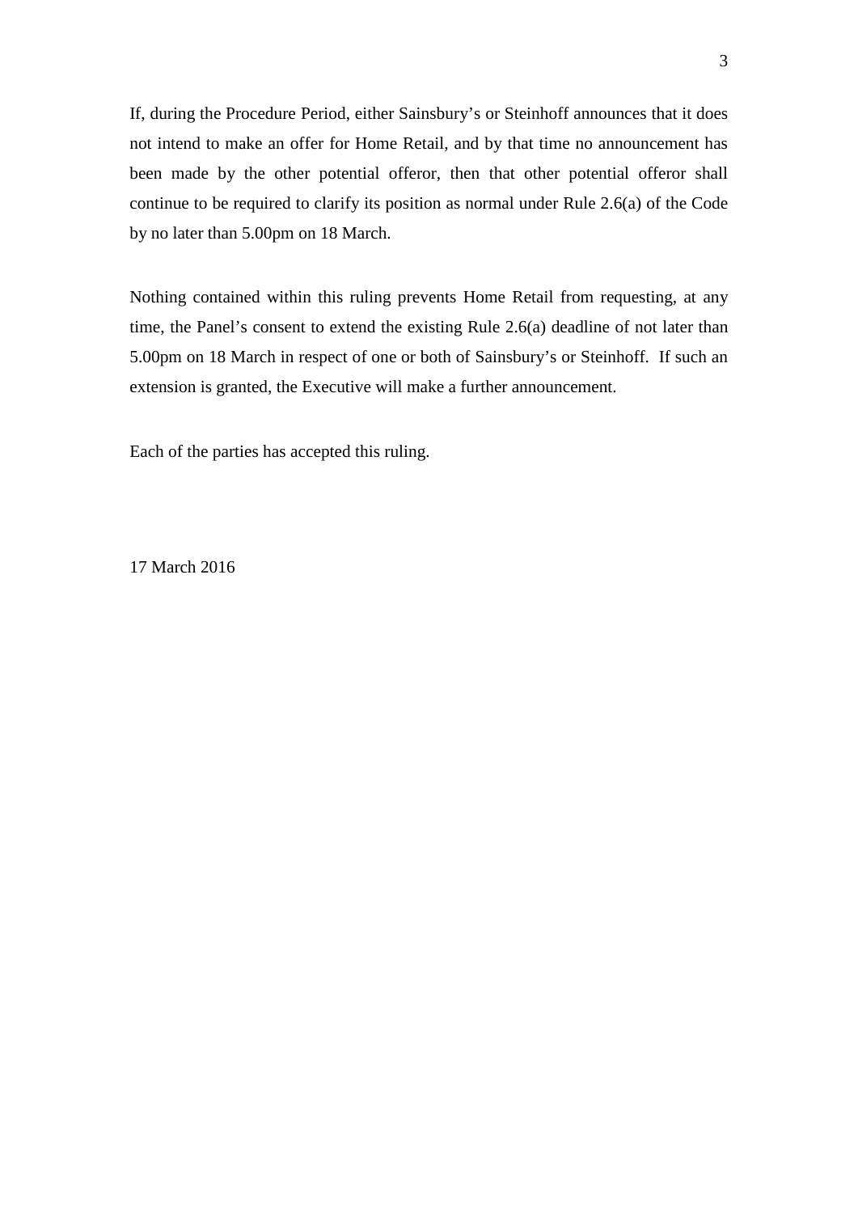If, during the Procedure Period, either Sainsbury's or Steinhoff announces that it does not intend to make an offer for Home Retail, and by that time no announcement has been made by the other potential offeror, then that other potential offeror shall continue to be required to clarify its position as normal under Rule 2.6(a) of the Code by no later than 5.00pm on 18 March.

Nothing contained within this ruling prevents Home Retail from requesting, at any time, the Panel's consent to extend the existing Rule 2.6(a) deadline of not later than 5.00pm on 18 March in respect of one or both of Sainsbury's or Steinhoff. If such an extension is granted, the Executive will make a further announcement.

Each of the parties has accepted this ruling.

17 March 2016